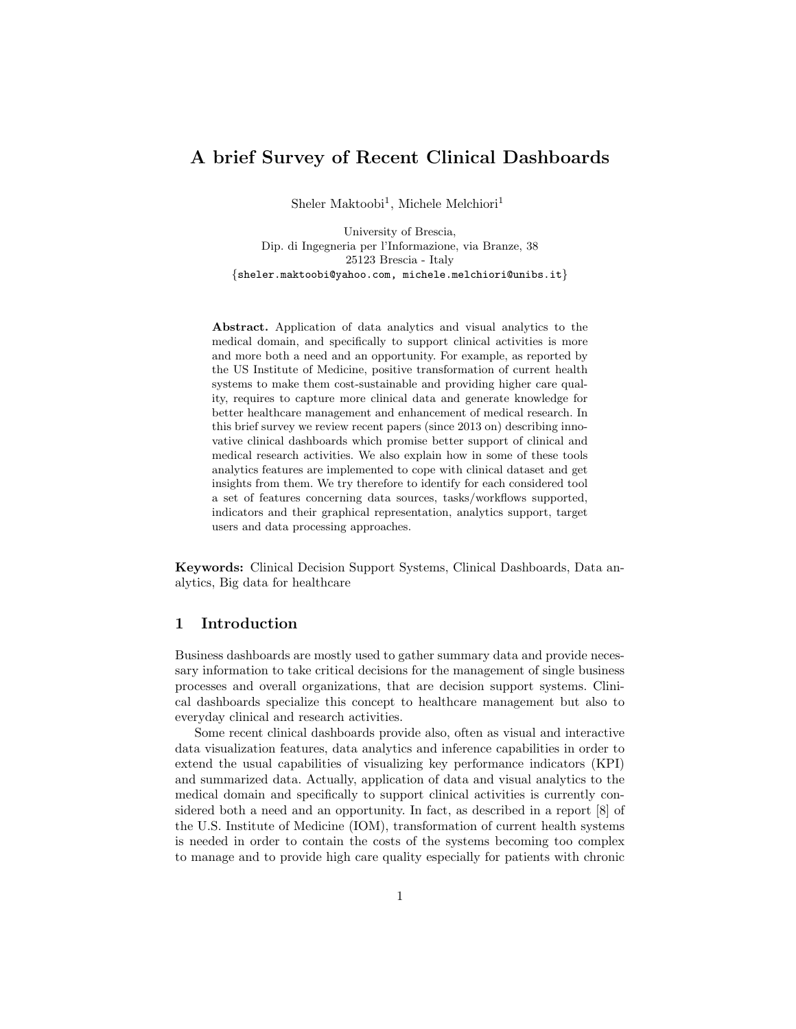# A brief Survey of Recent Clinical Dashboards

Sheler Maktoobi[1], Michele Melchiori[1]

University of Brescia,
Dip. di Ingegneria per l'Informazione, via Branze, 38
25123 Brescia - Italy
{sheler.maktoobi@yahoo.com, michele.melchiori@unibs.it}

**Abstract.** Application of data analytics and visual analytics to the medical domain, and specifically to support clinical activities is more and more both a need and an opportunity. For example, as reported by the US Institute of Medicine, positive transformation of current health systems to make them cost-sustainable and providing higher care quality, requires to capture more clinical data and generate knowledge for better healthcare management and enhancement of medical research. In this brief survey we review recent papers (since 2013 on) describing innovative clinical dashboards which promise better support of clinical and medical research activities. We also explain how in some of these tools analytics features are implemented to cope with clinical dataset and get insights from them. We try therefore to identify for each considered tool a set of features concerning data sources, tasks/workflows supported, indicators and their graphical representation, analytics support, target users and data processing approaches.

**Keywords:** Clinical Decision Support Systems, Clinical Dashboards, Data analytics, Big data for healthcare

## 1 Introduction

Business dashboards are mostly used to gather summary data and provide necessary information to take critical decisions for the management of single business processes and overall organizations, that are decision support systems. Clinical dashboards specialize this concept to healthcare management but also to everyday clinical and research activities.

Some recent clinical dashboards provide also, often as visual and interactive data visualization features, data analytics and inference capabilities in order to extend the usual capabilities of visualizing key performance indicators (KPI) and summarized data. Actually, application of data and visual analytics to the medical domain and specifically to support clinical activities is currently considered both a need and an opportunity. In fact, as described in a report [8] of the U.S. Institute of Medicine (IOM), transformation of current health systems is needed in order to contain the costs of the systems becoming too complex to manage and to provide high care quality especially for patients with chronic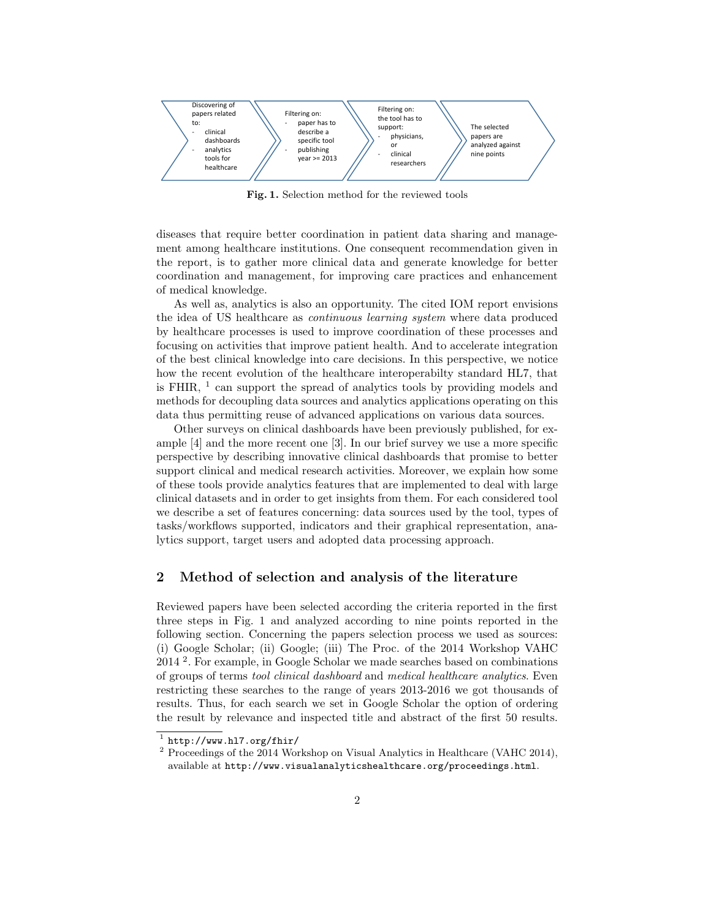Discovering of papers related to:
- clinical dashboards
- analytics tools for healthcare

Filtering on:
- paper has to describe a specific tool
- publishing year >= 2013

Filtering on: the tool has to support:
- physicians, or
- clinical researchers

The selected papers are analyzed against nine points

**Fig. 1.** Selection method for the reviewed tools

diseases that require better coordination in patient data sharing and management among healthcare institutions. One consequent recommendation given in the report, is to gather more clinical data and generate knowledge for better coordination and management, for improving care practices and enhancement of medical knowledge.

As well as, analytics is also an opportunity. The cited IOM report envisions the idea of US healthcare as *continuous learning system* where data produced by healthcare processes is used to improve coordination of these processes and focusing on activities that improve patient health. And to accelerate integration of the best clinical knowledge into care decisions. In this perspective, we notice how the recent evolution of the healthcare interoperabilty standard HL7, that is FHIR, [1] can support the spread of analytics tools by providing models and methods for decoupling data sources and analytics applications operating on this data thus permitting reuse of advanced applications on various data sources.

Other surveys on clinical dashboards have been previously published, for example [4] and the more recent one [3]. In our brief survey we use a more specific perspective by describing innovative clinical dashboards that promise to better support clinical and medical research activities. Moreover, we explain how some of these tools provide analytics features that are implemented to deal with large clinical datasets and in order to get insights from them. For each considered tool we describe a set of features concerning: data sources used by the tool, types of tasks/workflows supported, indicators and their graphical representation, analytics support, target users and adopted data processing approach.

## 2 Method of selection and analysis of the literature

Reviewed papers have been selected according the criteria reported in the first three steps in Fig. 1 and analyzed according to nine points reported in the following section. Concerning the papers selection process we used as sources: (i) Google Scholar; (ii) Google; (iii) The Proc. of the 2014 Workshop VAHC 2014 [2]. For example, in Google Scholar we made searches based on combinations of groups of terms *tool clinical dashboard* and *medical healthcare analytics*. Even restricting these searches to the range of years 2013-2016 we got thousands of results. Thus, for each search we set in Google Scholar the option of ordering the result by relevance and inspected title and abstract of the first 50 results.

[1] http://www.hl7.org/fhir/

[2] Proceedings of the 2014 Workshop on Visual Analytics in Healthcare (VAHC 2014), available at http://www.visualanalyticshealthcare.org/proceedings.html.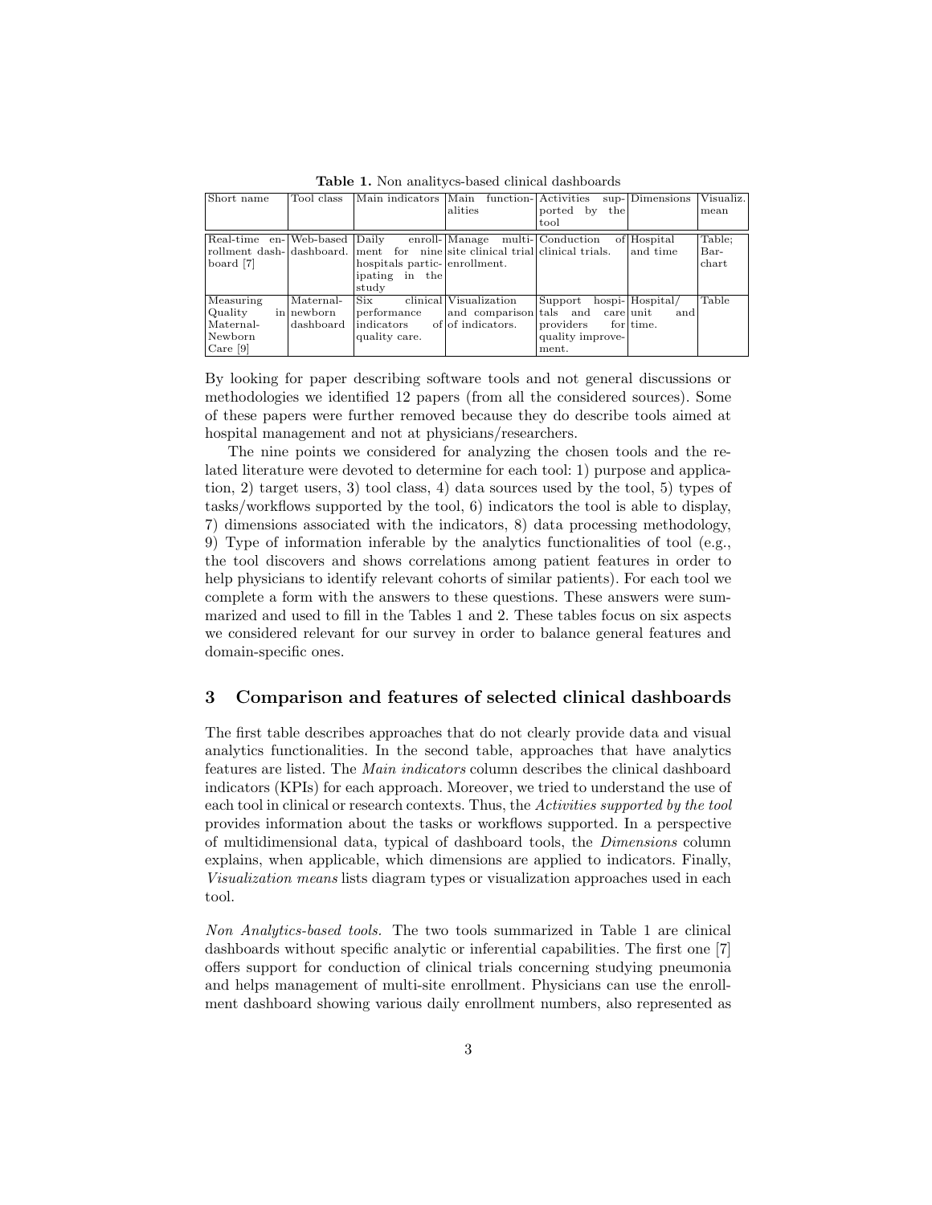**Table 1.** Non analitycs-based clinical dashboards

| Short name | Tool class | Main indicators | Main functionalities | Activities supported by the tool | Dimensions | Visualiz. mean |
|---|---|---|---|---|---|---|
| Real-time enrollment dashboard [7] | Web-based dashboard. | Daily enrollment for nine hospitals participating in the study | Manage multi-site clinical trial enrollment. | Conduction of clinical trials. | Hospital and time | Table; Bar-chart |
| Measuring Quality in Maternal-Newborn Care [9] | Maternal-newborn dashboard | Six clinical performance indicators of quality care. | Visualization and comparison of indicators. | Support hospitals and care providers for quality improvement. | Hospital/ unit and time. | Table |

By looking for paper describing software tools and not general discussions or methodologies we identified 12 papers (from all the considered sources). Some of these papers were further removed because they do describe tools aimed at hospital management and not at physicians/researchers.

The nine points we considered for analyzing the chosen tools and the related literature were devoted to determine for each tool: 1) purpose and application, 2) target users, 3) tool class, 4) data sources used by the tool, 5) types of tasks/workflows supported by the tool, 6) indicators the tool is able to display, 7) dimensions associated with the indicators, 8) data processing methodology, 9) Type of information inferable by the analytics functionalities of tool (e.g., the tool discovers and shows correlations among patient features in order to help physicians to identify relevant cohorts of similar patients). For each tool we complete a form with the answers to these questions. These answers were summarized and used to fill in the Tables 1 and 2. These tables focus on six aspects we considered relevant for our survey in order to balance general features and domain-specific ones.

## 3 Comparison and features of selected clinical dashboards

The first table describes approaches that do not clearly provide data and visual analytics functionalities. In the second table, approaches that have analytics features are listed. The *Main indicators* column describes the clinical dashboard indicators (KPIs) for each approach. Moreover, we tried to understand the use of each tool in clinical or research contexts. Thus, the *Activities supported by the tool* provides information about the tasks or workflows supported. In a perspective of multidimensional data, typical of dashboard tools, the *Dimensions* column explains, when applicable, which dimensions are applied to indicators. Finally, *Visualization means* lists diagram types or visualization approaches used in each tool.

*Non Analytics-based tools.* The two tools summarized in Table 1 are clinical dashboards without specific analytic or inferential capabilities. The first one [7] offers support for conduction of clinical trials concerning studying pneumonia and helps management of multi-site enrollment. Physicians can use the enrollment dashboard showing various daily enrollment numbers, also represented as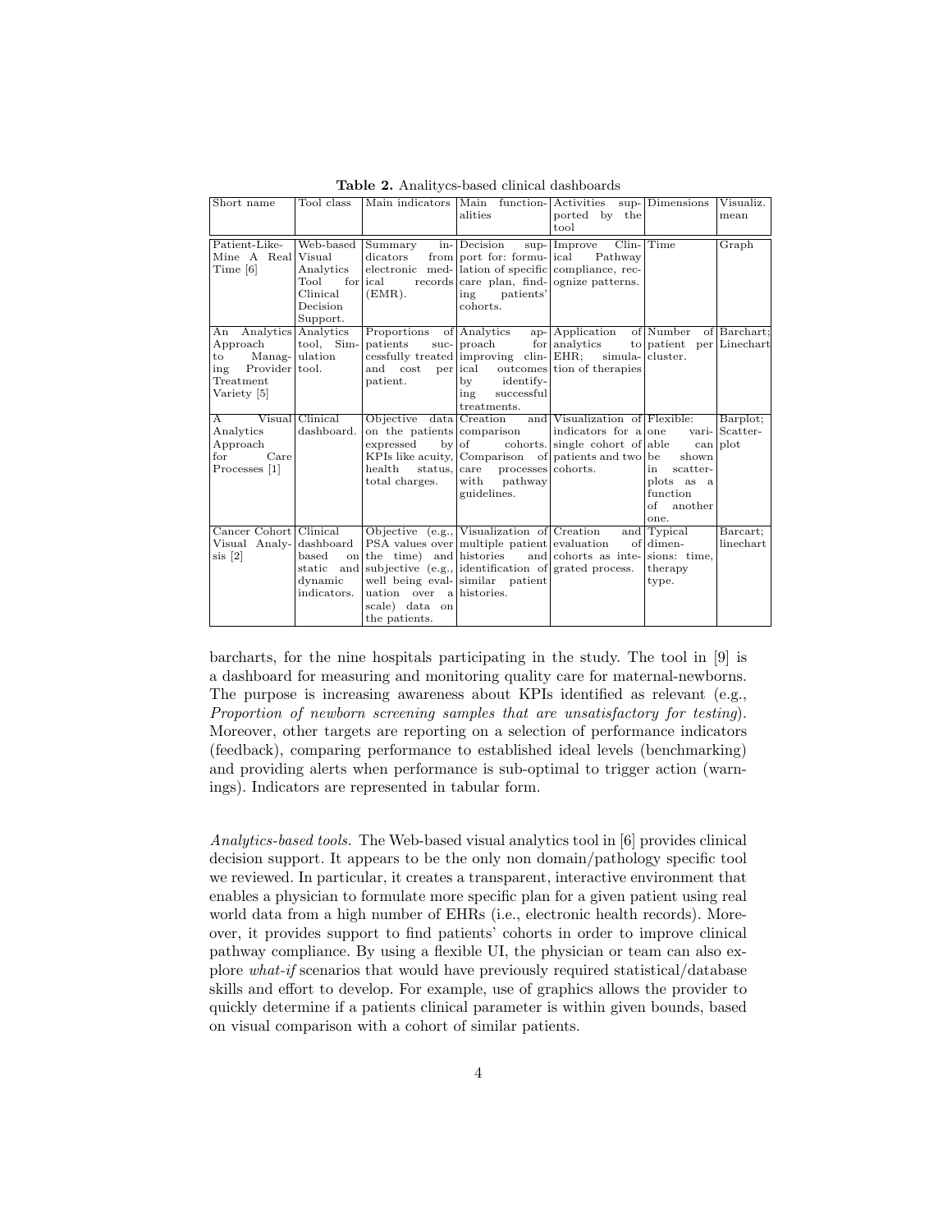**Table 2.** Analitycs-based clinical dashboards

| Short name | Tool class | Main indicators | Main functionalities | Activities supported by the tool | Dimensions | Visualiz. mean |
|---|---|---|---|---|---|---|
| Patient-Like-Mine A Real Time [6] | Web-based Visual Analytics Tool for Clinical Decision Support. | Summary indicators from electronic medical records (EMR). | Decision support for: formulation of specific care plan, finding patients' cohorts. | Improve Clinical Pathway compliance, recognize patterns. | Time | Graph |
| An Analytics Approach to Managing Provider Treatment Variety [5] | Analytics tool, Simulation tool. | Proportions of patients successfully treated and cost per patient. | Analytics approach for improving clinical outcomes by identifying successful treatments. | Application of analytics to EHR; simulation of therapies | Number of patient per cluster. | Barchart; Linechart |
| A Visual Analytics Approach for Care Processes [1] | Clinical dashboard. | Objective data on the patients expressed by KPIs like acuity, health status, total charges. | Creation and comparison of cohorts. Comparison of care processes with pathway guidelines. | Visualization of indicators for a single cohort of patients and two cohorts. | Flexible: one variable can be shown in scatterplots as a function of another one. | Barplot; Scatterplot |
| Cancer Cohort Visual Analysis [2] | Clinical dashboard based on static and dynamic indicators. | Objective (e.g., PSA values over the time) and subjective (e.g., well being evaluation over a scale) data on the patients. | Visualization of multiple patient histories and identification of similar patient histories. | Creation and evaluation of cohorts as integrated process. | Typical dimensions: time, therapy type. | Barcart; linechart |

barcharts, for the nine hospitals participating in the study. The tool in [9] is a dashboard for measuring and monitoring quality care for maternal-newborns. The purpose is increasing awareness about KPIs identified as relevant (e.g., *Proportion of newborn screening samples that are unsatisfactory for testing*). Moreover, other targets are reporting on a selection of performance indicators (feedback), comparing performance to established ideal levels (benchmarking) and providing alerts when performance is sub-optimal to trigger action (warnings). Indicators are represented in tabular form.

*Analytics-based tools.* The Web-based visual analytics tool in [6] provides clinical decision support. It appears to be the only non domain/pathology specific tool we reviewed. In particular, it creates a transparent, interactive environment that enables a physician to formulate more specific plan for a given patient using real world data from a high number of EHRs (i.e., electronic health records). Moreover, it provides support to find patients' cohorts in order to improve clinical pathway compliance. By using a flexible UI, the physician or team can also explore *what-if* scenarios that would have previously required statistical/database skills and effort to develop. For example, use of graphics allows the provider to quickly determine if a patients clinical parameter is within given bounds, based on visual comparison with a cohort of similar patients.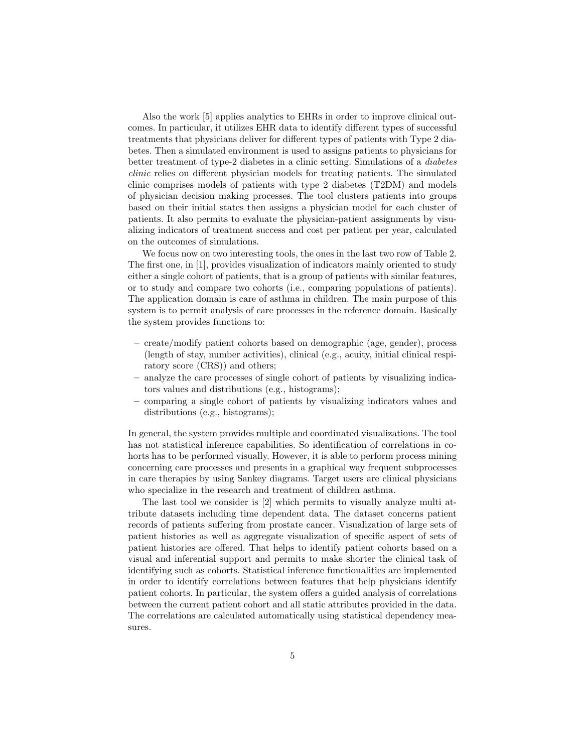Also the work [5] applies analytics to EHRs in order to improve clinical outcomes. In particular, it utilizes EHR data to identify different types of successful treatments that physicians deliver for different types of patients with Type 2 diabetes. Then a simulated environment is used to assigns patients to physicians for better treatment of type-2 diabetes in a clinic setting. Simulations of a *diabetes clinic* relies on different physician models for treating patients. The simulated clinic comprises models of patients with type 2 diabetes (T2DM) and models of physician decision making processes. The tool clusters patients into groups based on their initial states then assigns a physician model for each cluster of patients. It also permits to evaluate the physician-patient assignments by visualizing indicators of treatment success and cost per patient per year, calculated on the outcomes of simulations.

We focus now on two interesting tools, the ones in the last two row of Table 2. The first one, in [1], provides visualization of indicators mainly oriented to study either a single cohort of patients, that is a group of patients with similar features, or to study and compare two cohorts (i.e., comparing populations of patients). The application domain is care of asthma in children. The main purpose of this system is to permit analysis of care processes in the reference domain. Basically the system provides functions to:

- create/modify patient cohorts based on demographic (age, gender), process (length of stay, number activities), clinical (e.g., acuity, initial clinical respiratory score (CRS)) and others;
- analyze the care processes of single cohort of patients by visualizing indicators values and distributions (e.g., histograms);
- comparing a single cohort of patients by visualizing indicators values and distributions (e.g., histograms);

In general, the system provides multiple and coordinated visualizations. The tool has not statistical inference capabilities. So identification of correlations in cohorts has to be performed visually. However, it is able to perform process mining concerning care processes and presents in a graphical way frequent subprocesses in care therapies by using Sankey diagrams. Target users are clinical physicians who specialize in the research and treatment of children asthma.

The last tool we consider is [2] which permits to visually analyze multi attribute datasets including time dependent data. The dataset concerns patient records of patients suffering from prostate cancer. Visualization of large sets of patient histories as well as aggregate visualization of specific aspect of sets of patient histories are offered. That helps to identify patient cohorts based on a visual and inferential support and permits to make shorter the clinical task of identifying such as cohorts. Statistical inference functionalities are implemented in order to identify correlations between features that help physicians identify patient cohorts. In particular, the system offers a guided analysis of correlations between the current patient cohort and all static attributes provided in the data. The correlations are calculated automatically using statistical dependency measures.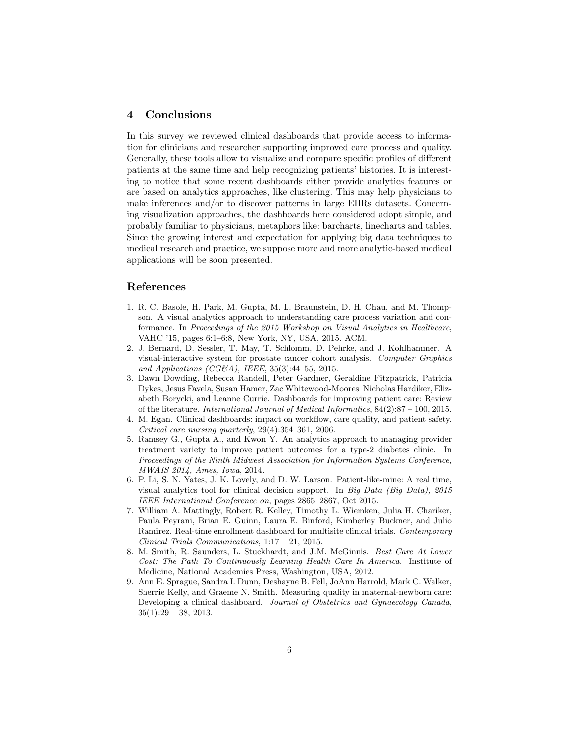## 4 Conclusions

In this survey we reviewed clinical dashboards that provide access to information for clinicians and researcher supporting improved care process and quality. Generally, these tools allow to visualize and compare specific profiles of different patients at the same time and help recognizing patients' histories. It is interesting to notice that some recent dashboards either provide analytics features or are based on analytics approaches, like clustering. This may help physicians to make inferences and/or to discover patterns in large EHRs datasets. Concerning visualization approaches, the dashboards here considered adopt simple, and probably familiar to physicians, metaphors like: barcharts, linecharts and tables. Since the growing interest and expectation for applying big data techniques to medical research and practice, we suppose more and more analytic-based medical applications will be soon presented.

## References

1. R. C. Basole, H. Park, M. Gupta, M. L. Braunstein, D. H. Chau, and M. Thompson. A visual analytics approach to understanding care process variation and conformance. In *Proceedings of the 2015 Workshop on Visual Analytics in Healthcare*, VAHC '15, pages 6:1–6:8, New York, NY, USA, 2015. ACM.
2. J. Bernard, D. Sessler, T. May, T. Schlomm, D. Pehrke, and J. Kohlhammer. A visual-interactive system for prostate cancer cohort analysis. *Computer Graphics and Applications (CG&A), IEEE*, 35(3):44–55, 2015.
3. Dawn Dowding, Rebecca Randell, Peter Gardner, Geraldine Fitzpatrick, Patricia Dykes, Jesus Favela, Susan Hamer, Zac Whitewood-Moores, Nicholas Hardiker, Elizabeth Borycki, and Leanne Currie. Dashboards for improving patient care: Review of the literature. *International Journal of Medical Informatics*, 84(2):87 – 100, 2015.
4. M. Egan. Clinical dashboards: impact on workflow, care quality, and patient safety. *Critical care nursing quarterly*, 29(4):354–361, 2006.
5. Ramsey G., Gupta A., and Kwon Y. An analytics approach to managing provider treatment variety to improve patient outcomes for a type-2 diabetes clinic. In *Proceedings of the Ninth Midwest Association for Information Systems Conference, MWAIS 2014, Ames, Iowa*, 2014.
6. P. Li, S. N. Yates, J. K. Lovely, and D. W. Larson. Patient-like-mine: A real time, visual analytics tool for clinical decision support. In *Big Data (Big Data), 2015 IEEE International Conference on*, pages 2865–2867, Oct 2015.
7. William A. Mattingly, Robert R. Kelley, Timothy L. Wiemken, Julia H. Chariker, Paula Peyrani, Brian E. Guinn, Laura E. Binford, Kimberley Buckner, and Julio Ramirez. Real-time enrollment dashboard for multisite clinical trials. *Contemporary Clinical Trials Communications*, 1:17 – 21, 2015.
8. M. Smith, R. Saunders, L. Stuckhardt, and J.M. McGinnis. *Best Care At Lower Cost: The Path To Continuously Learning Health Care In America.* Institute of Medicine, National Academies Press, Washington, USA, 2012.
9. Ann E. Sprague, Sandra I. Dunn, Deshayne B. Fell, JoAnn Harrold, Mark C. Walker, Sherrie Kelly, and Graeme N. Smith. Measuring quality in maternal-newborn care: Developing a clinical dashboard. *Journal of Obstetrics and Gynaecology Canada*, 35(1):29 – 38, 2013.